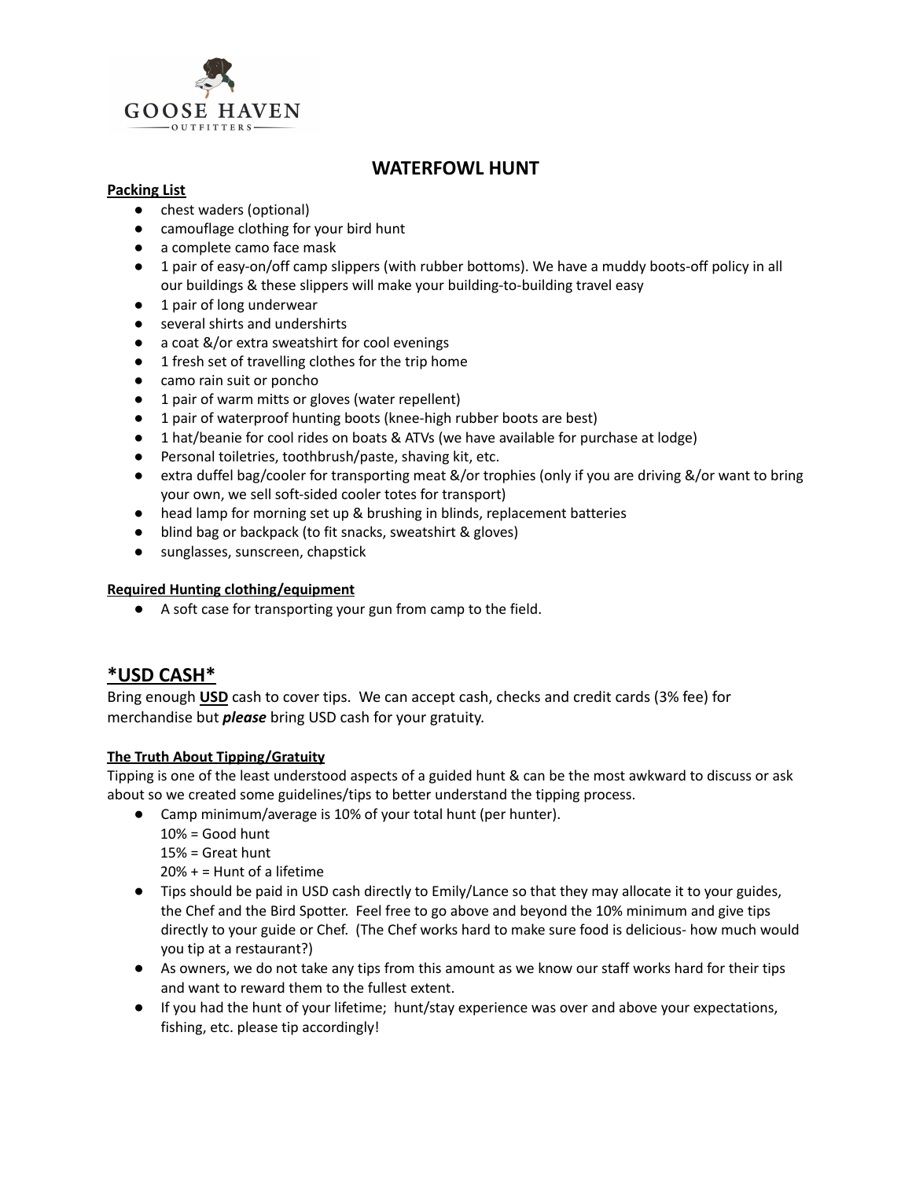GOOSE HAVEN
OUTFITTERS

# WATERFOWL HUNT

**Packing List**

- chest waders (optional)
- camouflage clothing for your bird hunt
- a complete camo face mask
- 1 pair of easy-on/off camp slippers (with rubber bottoms). We have a muddy boots-off policy in all our buildings & these slippers will make your building-to-building travel easy
- 1 pair of long underwear
- several shirts and undershirts
- a coat &/or extra sweatshirt for cool evenings
- 1 fresh set of travelling clothes for the trip home
- camo rain suit or poncho
- 1 pair of warm mitts or gloves (water repellent)
- 1 pair of waterproof hunting boots (knee-high rubber boots are best)
- 1 hat/beanie for cool rides on boats & ATVs (we have available for purchase at lodge)
- Personal toiletries, toothbrush/paste, shaving kit, etc.
- extra duffel bag/cooler for transporting meat &/or trophies (only if you are driving &/or want to bring your own, we sell soft-sided cooler totes for transport)
- head lamp for morning set up & brushing in blinds, replacement batteries
- blind bag or backpack (to fit snacks, sweatshirt & gloves)
- sunglasses, sunscreen, chapstick

**Required Hunting clothing/equipment**

- A soft case for transporting your gun from camp to the field.

## *USD CASH*

Bring enough **USD** cash to cover tips. We can accept cash, checks and credit cards (3% fee) for merchandise but ***please*** bring USD cash for your gratuity.

**The Truth About Tipping/Gratuity**

Tipping is one of the least understood aspects of a guided hunt & can be the most awkward to discuss or ask about so we created some guidelines/tips to better understand the tipping process.

- Camp minimum/average is 10% of your total hunt (per hunter).
  10% = Good hunt
  15% = Great hunt
  20% + = Hunt of a lifetime
- Tips should be paid in USD cash directly to Emily/Lance so that they may allocate it to your guides, the Chef and the Bird Spotter. Feel free to go above and beyond the 10% minimum and give tips directly to your guide or Chef. (The Chef works hard to make sure food is delicious- how much would you tip at a restaurant?)
- As owners, we do not take any tips from this amount as we know our staff works hard for their tips and want to reward them to the fullest extent.
- If you had the hunt of your lifetime; hunt/stay experience was over and above your expectations, fishing, etc. please tip accordingly!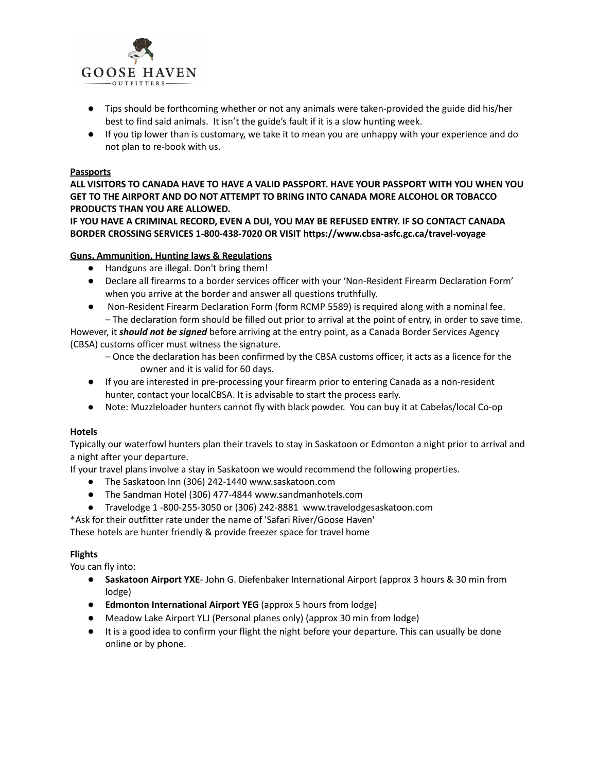- Tips should be forthcoming whether or not any animals were taken-provided the guide did his/her best to find said animals. It isn't the guide's fault if it is a slow hunting week.
- If you tip lower than is customary, we take it to mean you are unhappy with your experience and do not plan to re-book with us.

**Passports**

**ALL VISITORS TO CANADA HAVE TO HAVE A VALID PASSPORT. HAVE YOUR PASSPORT WITH YOU WHEN YOU GET TO THE AIRPORT AND DO NOT ATTEMPT TO BRING INTO CANADA MORE ALCOHOL OR TOBACCO PRODUCTS THAN YOU ARE ALLOWED.**

**IF YOU HAVE A CRIMINAL RECORD, EVEN A DUI, YOU MAY BE REFUSED ENTRY. IF SO CONTACT CANADA BORDER CROSSING SERVICES 1-800-438-7020 OR VISIT https://www.cbsa-asfc.gc.ca/travel-voyage**

**Guns, Ammunition, Hunting laws & Regulations**

- Handguns are illegal. Don't bring them!
- Declare all firearms to a border services officer with your 'Non-Resident Firearm Declaration Form' when you arrive at the border and answer all questions truthfully.
- Non-Resident Firearm Declaration Form (form RCMP 5589) is required along with a nominal fee.
  – The declaration form should be filled out prior to arrival at the point of entry, in order to save time.

However, it ***should not be signed*** before arriving at the entry point, as a Canada Border Services Agency (CBSA) customs officer must witness the signature.

  – Once the declaration has been confirmed by the CBSA customs officer, it acts as a licence for the owner and it is valid for 60 days.

- If you are interested in pre-processing your firearm prior to entering Canada as a non-resident hunter, contact your localCBSA. It is advisable to start the process early.
- Note: Muzzleloader hunters cannot fly with black powder. You can buy it at Cabelas/local Co-op

**Hotels**

Typically our waterfowl hunters plan their travels to stay in Saskatoon or Edmonton a night prior to arrival and a night after your departure.

If your travel plans involve a stay in Saskatoon we would recommend the following properties.

- The Saskatoon Inn (306) 242-1440 www.saskatoon.com
- The Sandman Hotel (306) 477-4844 www.sandmanhotels.com
- Travelodge 1 -800-255-3050 or (306) 242-8881 www.travelodgesaskatoon.com

*Ask for their outfitter rate under the name of 'Safari River/Goose Haven'

These hotels are hunter friendly & provide freezer space for travel home

**Flights**

You can fly into:

- **Saskatoon Airport YXE**- John G. Diefenbaker International Airport (approx 3 hours & 30 min from lodge)
- **Edmonton International Airport YEG** (approx 5 hours from lodge)
- Meadow Lake Airport YLJ (Personal planes only) (approx 30 min from lodge)
- It is a good idea to confirm your flight the night before your departure. This can usually be done online or by phone.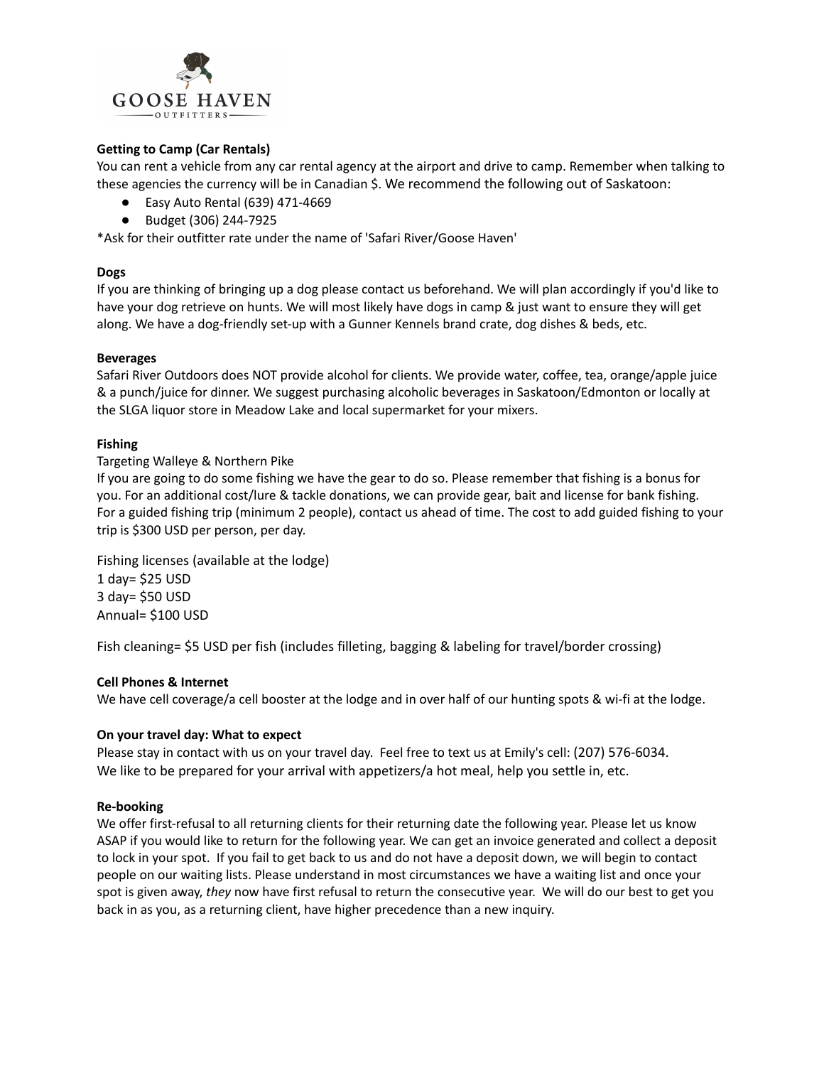**Getting to Camp (Car Rentals)**

You can rent a vehicle from any car rental agency at the airport and drive to camp. Remember when talking to these agencies the currency will be in Canadian $. We recommend the following out of Saskatoon:

- Easy Auto Rental (639) 471-4669
- Budget (306) 244-7925

*Ask for their outfitter rate under the name of 'Safari River/Goose Haven'

**Dogs**

If you are thinking of bringing up a dog please contact us beforehand. We will plan accordingly if you'd like to have your dog retrieve on hunts. We will most likely have dogs in camp & just want to ensure they will get along. We have a dog-friendly set-up with a Gunner Kennels brand crate, dog dishes & beds, etc.

**Beverages**

Safari River Outdoors does NOT provide alcohol for clients. We provide water, coffee, tea, orange/apple juice & a punch/juice for dinner. We suggest purchasing alcoholic beverages in Saskatoon/Edmonton or locally at the SLGA liquor store in Meadow Lake and local supermarket for your mixers.

**Fishing**

Targeting Walleye & Northern Pike

If you are going to do some fishing we have the gear to do so. Please remember that fishing is a bonus for you. For an additional cost/lure & tackle donations, we can provide gear, bait and license for bank fishing. For a guided fishing trip (minimum 2 people), contact us ahead of time. The cost to add guided fishing to your trip is $300 USD per person, per day.

Fishing licenses (available at the lodge)
1 day= $25 USD
3 day= $50 USD
Annual= $100 USD

Fish cleaning= $5 USD per fish (includes filleting, bagging & labeling for travel/border crossing)

**Cell Phones & Internet**

We have cell coverage/a cell booster at the lodge and in over half of our hunting spots & wi-fi at the lodge.

**On your travel day: What to expect**

Please stay in contact with us on your travel day. Feel free to text us at Emily's cell: (207) 576-6034.
We like to be prepared for your arrival with appetizers/a hot meal, help you settle in, etc.

**Re-booking**

We offer first-refusal to all returning clients for their returning date the following year. Please let us know ASAP if you would like to return for the following year. We can get an invoice generated and collect a deposit to lock in your spot. If you fail to get back to us and do not have a deposit down, we will begin to contact people on our waiting lists. Please understand in most circumstances we have a waiting list and once your spot is given away, *they* now have first refusal to return the consecutive year. We will do our best to get you back in as you, as a returning client, have higher precedence than a new inquiry.